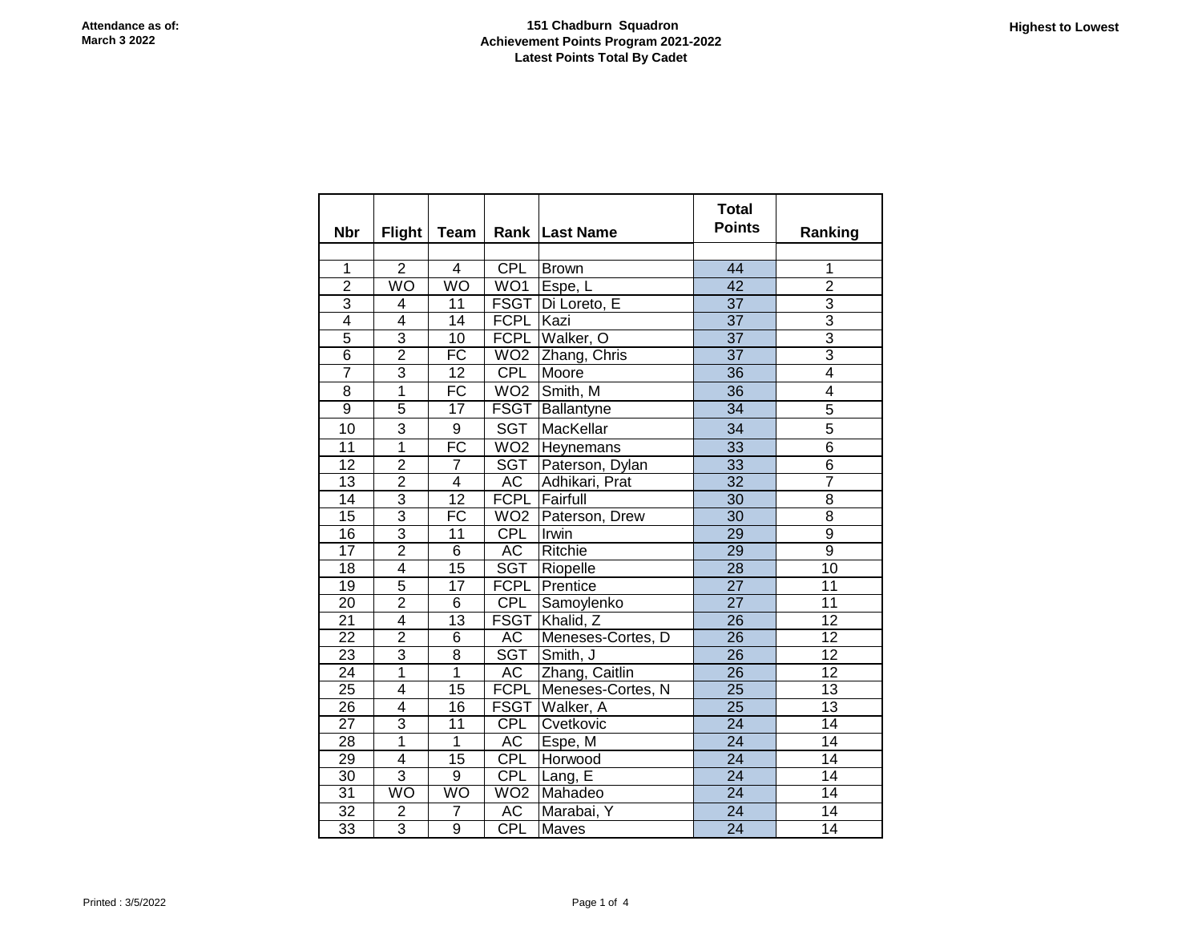Attendance as of:
March 3 2022

**151 Chadburn Squadron**
**Achievement Points Program 2021-2022**
**Latest Points Total By Cadet**

**Highest to Lowest**

| Nbr | Flight | Team | Rank | Last Name | Total Points | Ranking |
|---|---|---|---|---|---|---|
| | | | | | | |
| 1 | 2 | 4 | CPL | Brown | 44 | 1 |
| 2 | WO | WO | WO1 | Espe, L | 42 | 2 |
| 3 | 4 | 11 | FSGT | Di Loreto, E | 37 | 3 |
| 4 | 4 | 14 | FCPL | Kazi | 37 | 3 |
| 5 | 3 | 10 | FCPL | Walker, O | 37 | 3 |
| 6 | 2 | FC | WO2 | Zhang, Chris | 37 | 3 |
| 7 | 3 | 12 | CPL | Moore | 36 | 4 |
| 8 | 1 | FC | WO2 | Smith, M | 36 | 4 |
| 9 | 5 | 17 | FSGT | Ballantyne | 34 | 5 |
| 10 | 3 | 9 | SGT | MacKellar | 34 | 5 |
| 11 | 1 | FC | WO2 | Heynemans | 33 | 6 |
| 12 | 2 | 7 | SGT | Paterson, Dylan | 33 | 6 |
| 13 | 2 | 4 | AC | Adhikari, Prat | 32 | 7 |
| 14 | 3 | 12 | FCPL | Fairfull | 30 | 8 |
| 15 | 3 | FC | WO2 | Paterson, Drew | 30 | 8 |
| 16 | 3 | 11 | CPL | Irwin | 29 | 9 |
| 17 | 2 | 6 | AC | Ritchie | 29 | 9 |
| 18 | 4 | 15 | SGT | Riopelle | 28 | 10 |
| 19 | 5 | 17 | FCPL | Prentice | 27 | 11 |
| 20 | 2 | 6 | CPL | Samoylenko | 27 | 11 |
| 21 | 4 | 13 | FSGT | Khalid, Z | 26 | 12 |
| 22 | 2 | 6 | AC | Meneses-Cortes, D | 26 | 12 |
| 23 | 3 | 8 | SGT | Smith, J | 26 | 12 |
| 24 | 1 | 1 | AC | Zhang, Caitlin | 26 | 12 |
| 25 | 4 | 15 | FCPL | Meneses-Cortes, N | 25 | 13 |
| 26 | 4 | 16 | FSGT | Walker, A | 25 | 13 |
| 27 | 3 | 11 | CPL | Cvetkovic | 24 | 14 |
| 28 | 1 | 1 | AC | Espe, M | 24 | 14 |
| 29 | 4 | 15 | CPL | Horwood | 24 | 14 |
| 30 | 3 | 9 | CPL | Lang, E | 24 | 14 |
| 31 | WO | WO | WO2 | Mahadeo | 24 | 14 |
| 32 | 2 | 7 | AC | Marabai, Y | 24 | 14 |
| 33 | 3 | 9 | CPL | Maves | 24 | 14 |

Printed : 3/5/2022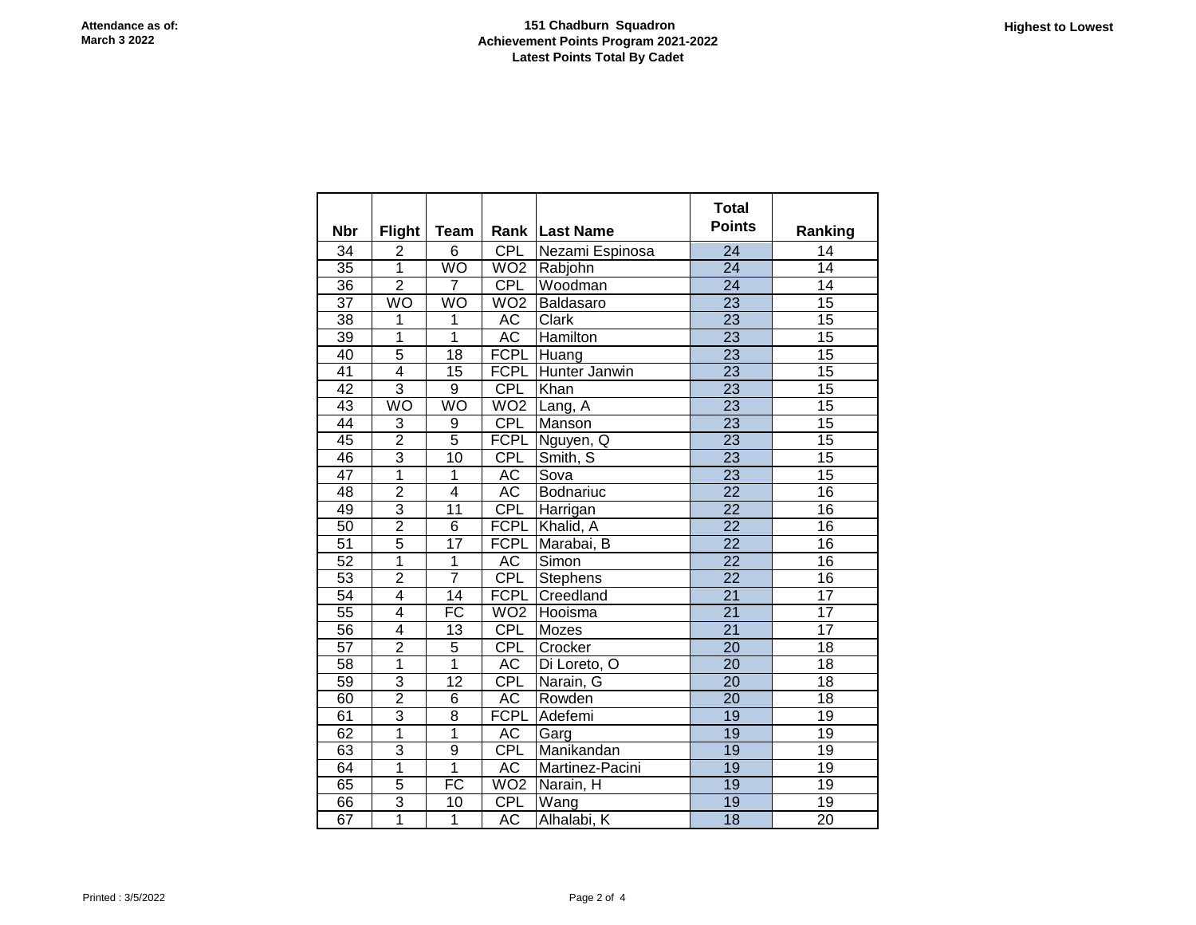**Attendance as of:**
**March 3 2022**

**151 Chadburn Squadron**
**Achievement Points Program 2021-2022**
**Latest Points Total By Cadet**

**Highest to Lowest**

| Nbr | Flight | Team | Rank | Last Name | Total Points | Ranking |
|---|---|---|---|---|---|---|
| 34 | 2 | 6 | CPL | Nezami Espinosa | 24 | 14 |
| 35 | 1 | WO | WO2 | Rabjohn | 24 | 14 |
| 36 | 2 | 7 | CPL | Woodman | 24 | 14 |
| 37 | WO | WO | WO2 | Baldasaro | 23 | 15 |
| 38 | 1 | 1 | AC | Clark | 23 | 15 |
| 39 | 1 | 1 | AC | Hamilton | 23 | 15 |
| 40 | 5 | 18 | FCPL | Huang | 23 | 15 |
| 41 | 4 | 15 | FCPL | Hunter Janwin | 23 | 15 |
| 42 | 3 | 9 | CPL | Khan | 23 | 15 |
| 43 | WO | WO | WO2 | Lang, A | 23 | 15 |
| 44 | 3 | 9 | CPL | Manson | 23 | 15 |
| 45 | 2 | 5 | FCPL | Nguyen, Q | 23 | 15 |
| 46 | 3 | 10 | CPL | Smith, S | 23 | 15 |
| 47 | 1 | 1 | AC | Sova | 23 | 15 |
| 48 | 2 | 4 | AC | Bodnariuc | 22 | 16 |
| 49 | 3 | 11 | CPL | Harrigan | 22 | 16 |
| 50 | 2 | 6 | FCPL | Khalid, A | 22 | 16 |
| 51 | 5 | 17 | FCPL | Marabai, B | 22 | 16 |
| 52 | 1 | 1 | AC | Simon | 22 | 16 |
| 53 | 2 | 7 | CPL | Stephens | 22 | 16 |
| 54 | 4 | 14 | FCPL | Creedland | 21 | 17 |
| 55 | 4 | FC | WO2 | Hooisma | 21 | 17 |
| 56 | 4 | 13 | CPL | Mozes | 21 | 17 |
| 57 | 2 | 5 | CPL | Crocker | 20 | 18 |
| 58 | 1 | 1 | AC | Di Loreto, O | 20 | 18 |
| 59 | 3 | 12 | CPL | Narain, G | 20 | 18 |
| 60 | 2 | 6 | AC | Rowden | 20 | 18 |
| 61 | 3 | 8 | FCPL | Adefemi | 19 | 19 |
| 62 | 1 | 1 | AC | Garg | 19 | 19 |
| 63 | 3 | 9 | CPL | Manikandan | 19 | 19 |
| 64 | 1 | 1 | AC | Martinez-Pacini | 19 | 19 |
| 65 | 5 | FC | WO2 | Narain, H | 19 | 19 |
| 66 | 3 | 10 | CPL | Wang | 19 | 19 |
| 67 | 1 | 1 | AC | Alhalabi, K | 18 | 20 |

Printed : 3/5/2022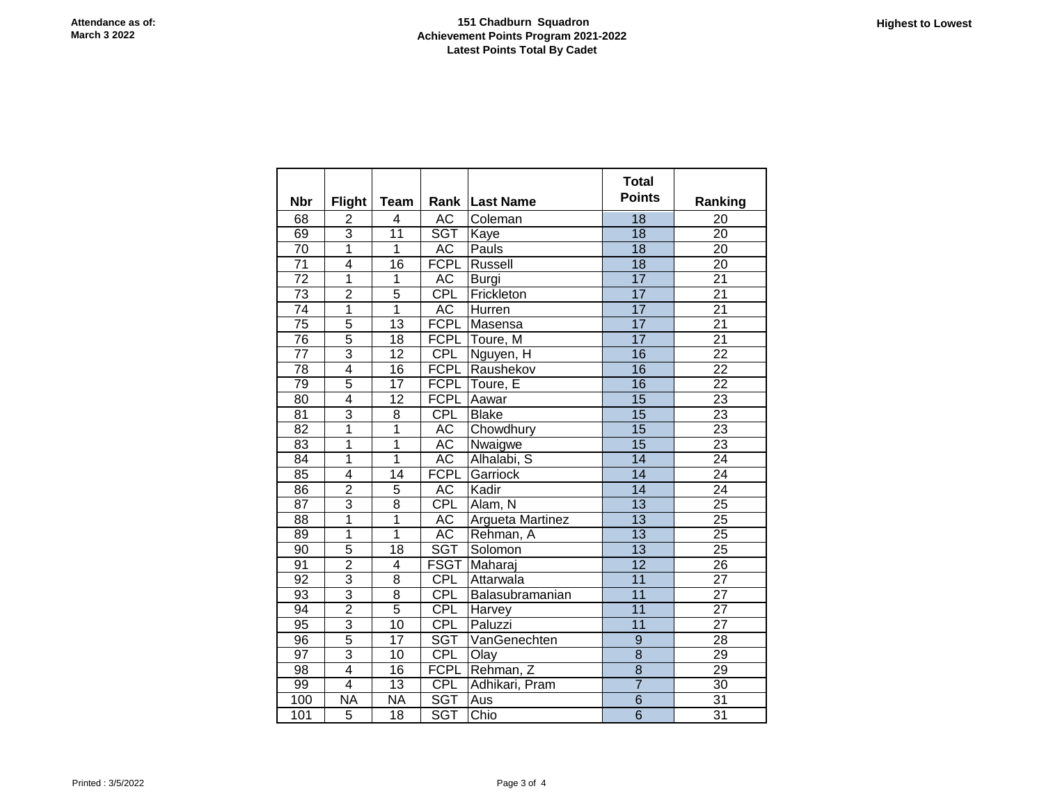Attendance as of:
March 3 2022

**151 Chadburn Squadron**
**Achievement Points Program 2021-2022**
**Latest Points Total By Cadet**

**Highest to Lowest**

| Nbr | Flight | Team | Rank | Last Name | Total Points | Ranking |
|---|---|---|---|---|---|---|
| 68 | 2 | 4 | AC | Coleman | 18 | 20 |
| 69 | 3 | 11 | SGT | Kaye | 18 | 20 |
| 70 | 1 | 1 | AC | Pauls | 18 | 20 |
| 71 | 4 | 16 | FCPL | Russell | 18 | 20 |
| 72 | 1 | 1 | AC | Burgi | 17 | 21 |
| 73 | 2 | 5 | CPL | Frickleton | 17 | 21 |
| 74 | 1 | 1 | AC | Hurren | 17 | 21 |
| 75 | 5 | 13 | FCPL | Masensa | 17 | 21 |
| 76 | 5 | 18 | FCPL | Toure, M | 17 | 21 |
| 77 | 3 | 12 | CPL | Nguyen, H | 16 | 22 |
| 78 | 4 | 16 | FCPL | Raushekov | 16 | 22 |
| 79 | 5 | 17 | FCPL | Toure, E | 16 | 22 |
| 80 | 4 | 12 | FCPL | Aawar | 15 | 23 |
| 81 | 3 | 8 | CPL | Blake | 15 | 23 |
| 82 | 1 | 1 | AC | Chowdhury | 15 | 23 |
| 83 | 1 | 1 | AC | Nwaigwe | 15 | 23 |
| 84 | 1 | 1 | AC | Alhalabi, S | 14 | 24 |
| 85 | 4 | 14 | FCPL | Garriock | 14 | 24 |
| 86 | 2 | 5 | AC | Kadir | 14 | 24 |
| 87 | 3 | 8 | CPL | Alam, N | 13 | 25 |
| 88 | 1 | 1 | AC | Argueta Martinez | 13 | 25 |
| 89 | 1 | 1 | AC | Rehman, A | 13 | 25 |
| 90 | 5 | 18 | SGT | Solomon | 13 | 25 |
| 91 | 2 | 4 | FSGT | Maharaj | 12 | 26 |
| 92 | 3 | 8 | CPL | Attarwala | 11 | 27 |
| 93 | 3 | 8 | CPL | Balasubramanian | 11 | 27 |
| 94 | 2 | 5 | CPL | Harvey | 11 | 27 |
| 95 | 3 | 10 | CPL | Paluzzi | 11 | 27 |
| 96 | 5 | 17 | SGT | VanGenechten | 9 | 28 |
| 97 | 3 | 10 | CPL | Olay | 8 | 29 |
| 98 | 4 | 16 | FCPL | Rehman, Z | 8 | 29 |
| 99 | 4 | 13 | CPL | Adhikari, Pram | 7 | 30 |
| 100 | NA | NA | SGT | Aus | 6 | 31 |
| 101 | 5 | 18 | SGT | Chio | 6 | 31 |

Printed : 3/5/2022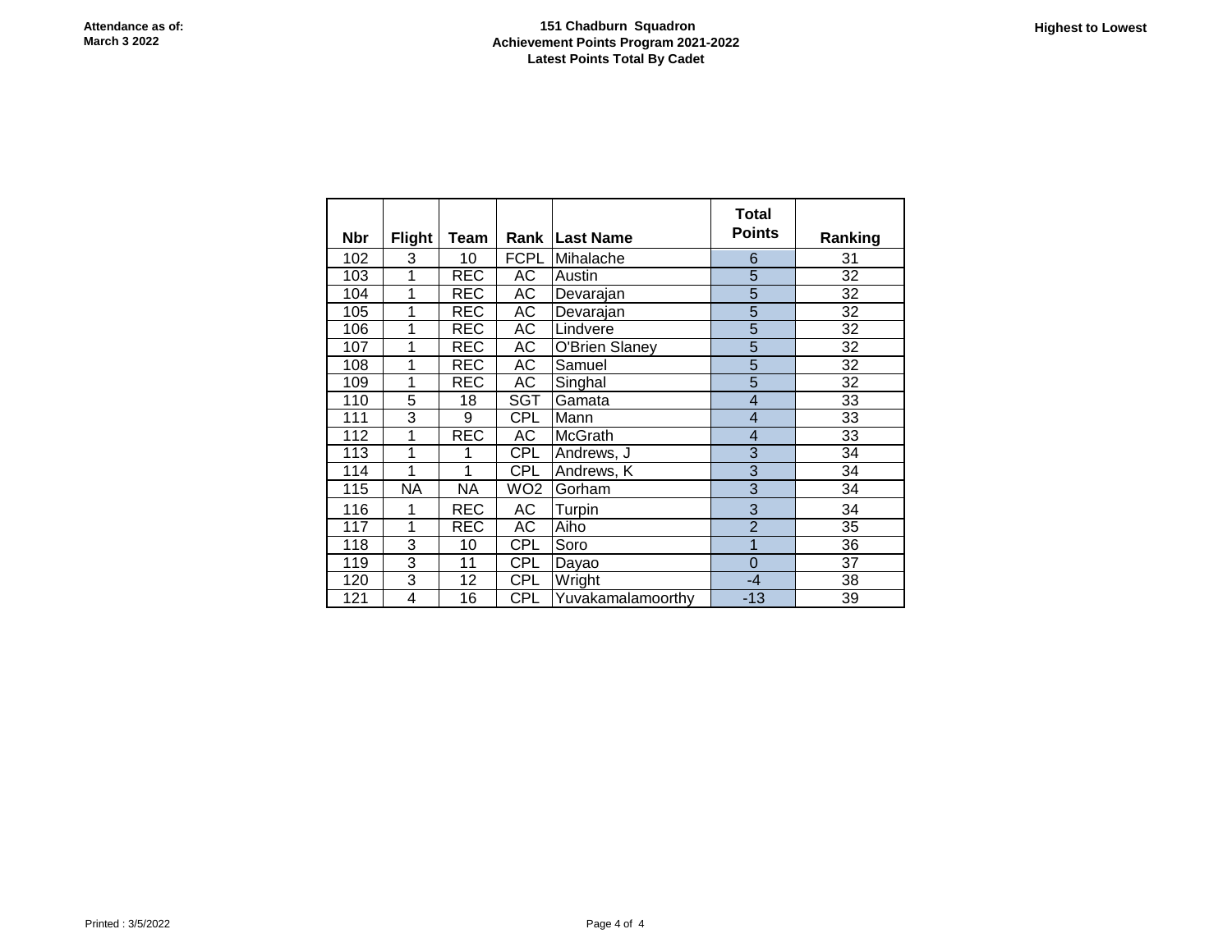Attendance as of:
March 3 2022

**151 Chadburn Squadron**
**Achievement Points Program 2021-2022**
**Latest Points Total By Cadet**

**Highest to Lowest**

| Nbr | Flight | Team | Rank | Last Name | Total Points | Ranking |
|---|---|---|---|---|---|---|
| 102 | 3 | 10 | FCPL | Mihalache | 6 | 31 |
| 103 | 1 | REC | AC | Austin | 5 | 32 |
| 104 | 1 | REC | AC | Devarajan | 5 | 32 |
| 105 | 1 | REC | AC | Devarajan | 5 | 32 |
| 106 | 1 | REC | AC | Lindvere | 5 | 32 |
| 107 | 1 | REC | AC | O'Brien Slaney | 5 | 32 |
| 108 | 1 | REC | AC | Samuel | 5 | 32 |
| 109 | 1 | REC | AC | Singhal | 5 | 32 |
| 110 | 5 | 18 | SGT | Gamata | 4 | 33 |
| 111 | 3 | 9 | CPL | Mann | 4 | 33 |
| 112 | 1 | REC | AC | McGrath | 4 | 33 |
| 113 | 1 | 1 | CPL | Andrews, J | 3 | 34 |
| 114 | 1 | 1 | CPL | Andrews, K | 3 | 34 |
| 115 | NA | NA | WO2 | Gorham | 3 | 34 |
| 116 | 1 | REC | AC | Turpin | 3 | 34 |
| 117 | 1 | REC | AC | Aiho | 2 | 35 |
| 118 | 3 | 10 | CPL | Soro | 1 | 36 |
| 119 | 3 | 11 | CPL | Dayao | 0 | 37 |
| 120 | 3 | 12 | CPL | Wright | -4 | 38 |
| 121 | 4 | 16 | CPL | Yuvakamalamoorthy | -13 | 39 |

Printed : 3/5/2022